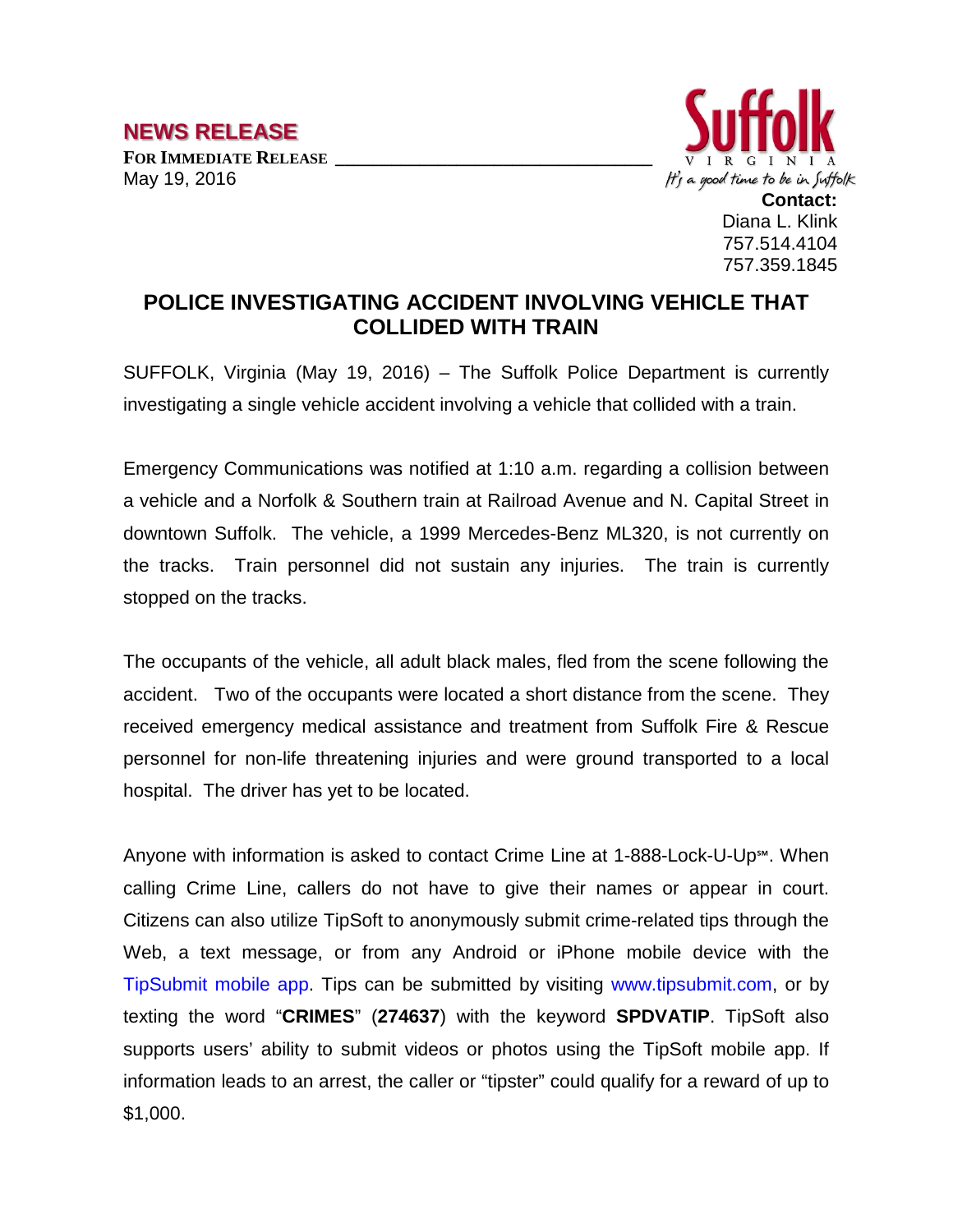**NEWS RELEASE**

**FOR IMMEDIATE RELEASE**

May 19, 2016

Suffolk VIRGINIA

It's a good time to be in Suffolk

**Contact:**
Diana L. Klink
757.514.4104
757.359.1845

# POLICE INVESTIGATING ACCIDENT INVOLVING VEHICLE THAT COLLIDED WITH TRAIN

SUFFOLK, Virginia (May 19, 2016) – The Suffolk Police Department is currently investigating a single vehicle accident involving a vehicle that collided with a train.

Emergency Communications was notified at 1:10 a.m. regarding a collision between a vehicle and a Norfolk & Southern train at Railroad Avenue and N. Capital Street in downtown Suffolk. The vehicle, a 1999 Mercedes-Benz ML320, is not currently on the tracks. Train personnel did not sustain any injuries. The train is currently stopped on the tracks.

The occupants of the vehicle, all adult black males, fled from the scene following the accident. Two of the occupants were located a short distance from the scene. They received emergency medical assistance and treatment from Suffolk Fire & Rescue personnel for non-life threatening injuries and were ground transported to a local hospital. The driver has yet to be located.

Anyone with information is asked to contact Crime Line at 1-888-Lock-U-Up℠. When calling Crime Line, callers do not have to give their names or appear in court. Citizens can also utilize TipSoft to anonymously submit crime-related tips through the Web, a text message, or from any Android or iPhone mobile device with the TipSubmit mobile app. Tips can be submitted by visiting www.tipsubmit.com, or by texting the word "**CRIMES**" (**274637**) with the keyword **SPDVATIP**. TipSoft also supports users' ability to submit videos or photos using the TipSoft mobile app. If information leads to an arrest, the caller or "tipster" could qualify for a reward of up to $1,000.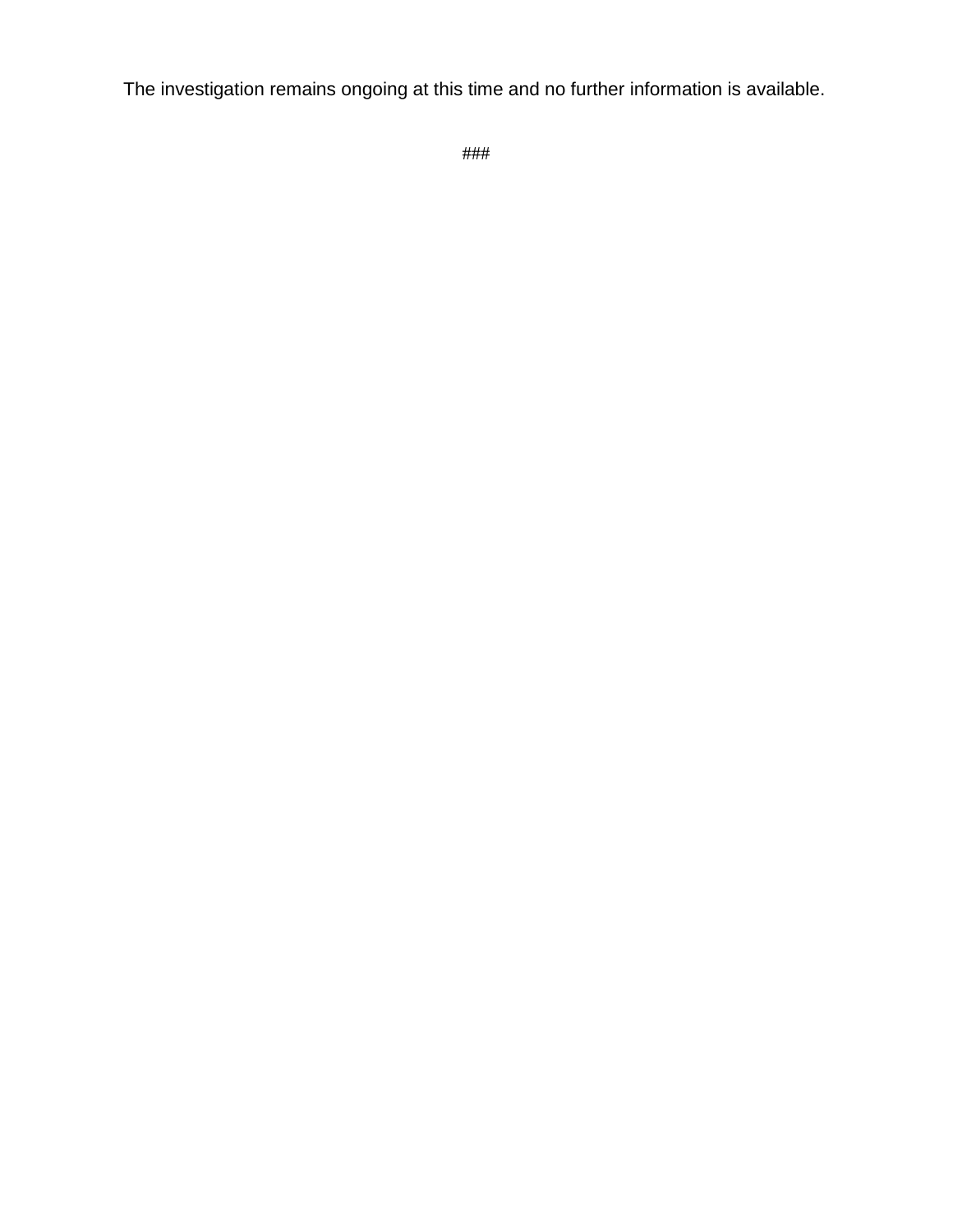The investigation remains ongoing at this time and no further information is available.

###